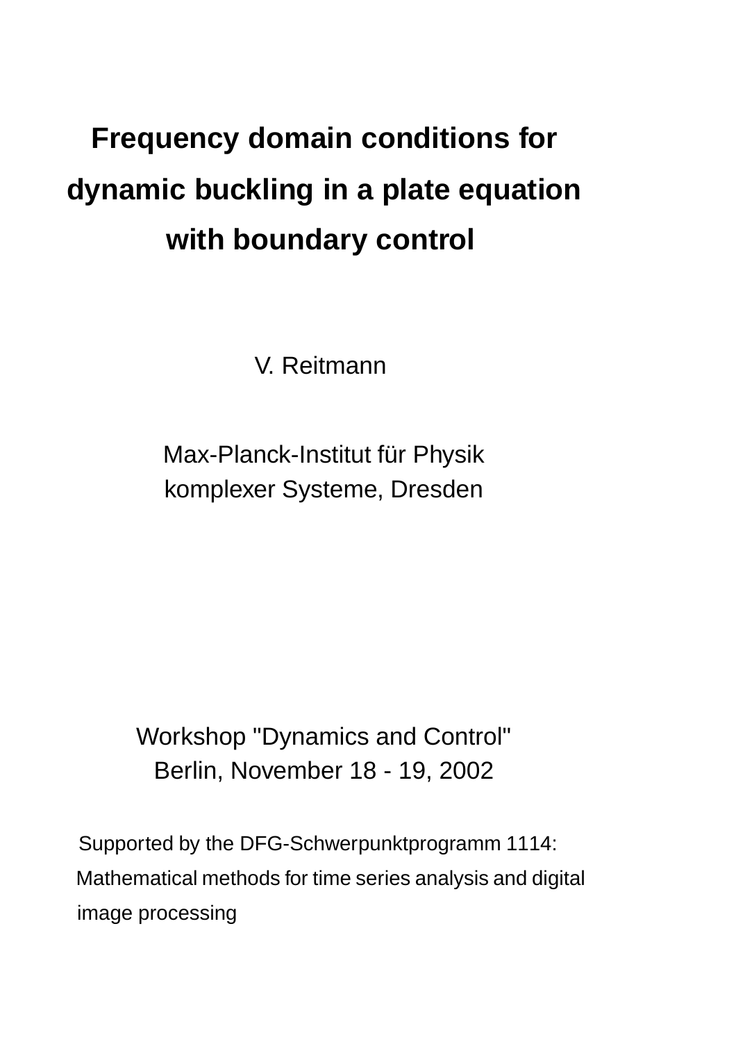# Frequency domain conditions for dynamic buckling in a plate equation with boundary control

V. Reitmann

Max-Planck-Institut für Physik
komplexer Systeme, Dresden

Workshop "Dynamics and Control"
Berlin, November 18 - 19, 2002

Supported by the DFG-Schwerpunktprogramm 1114:
Mathematical methods for time series analysis and digital image processing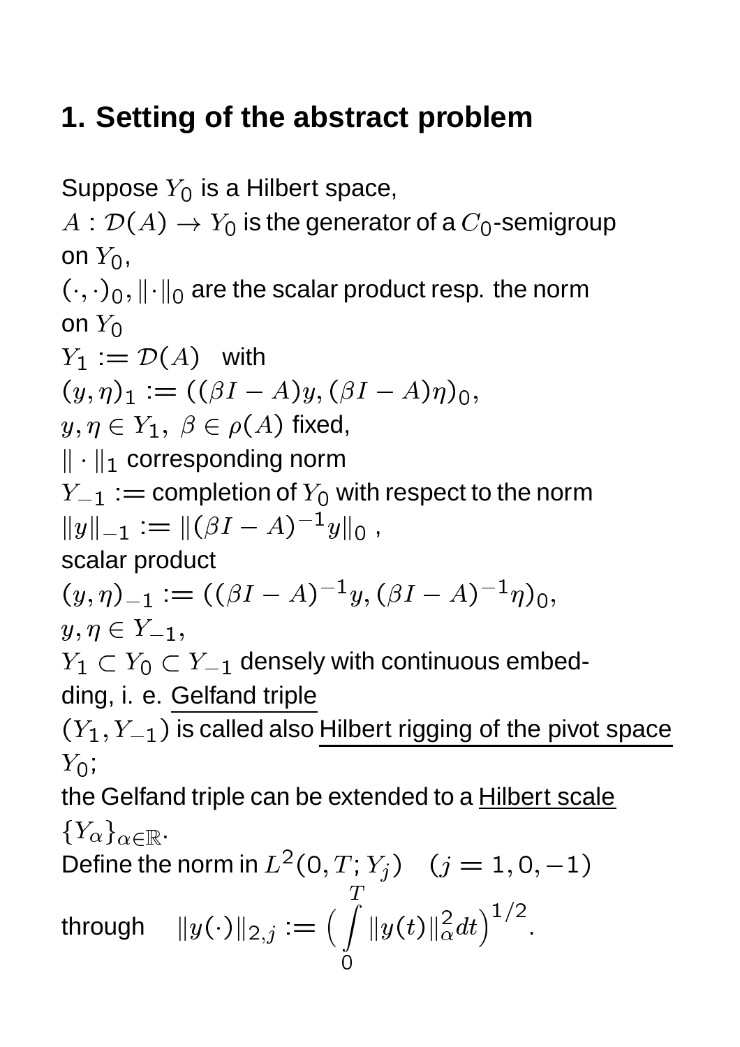## 1. Setting of the abstract problem

Suppose $Y_0$ is a Hilbert space,
$A : \mathcal{D}(A) \to Y_0$ is the generator of a $C_0$-semigroup on $Y_0$,
$(\cdot,\cdot)_0, \|\cdot\|_0$ are the scalar product resp. the norm on $Y_0$
$Y_1 := \mathcal{D}(A)$ with
$(y,\eta)_1 := ((\beta I - A)y, (\beta I - A)\eta)_0$,
$y, \eta \in Y_1,\ \beta \in \rho(A)$ fixed,
$\|\cdot\|_1$ corresponding norm
$Y_{-1} :=$ completion of $Y_0$ with respect to the norm
$\|y\|_{-1} := \|(\beta I - A)^{-1} y\|_0$ ,
scalar product
$(y,\eta)_{-1} := ((\beta I - A)^{-1}y, (\beta I - A)^{-1}\eta)_0$,
$y, \eta \in Y_{-1}$,
$Y_1 \subset Y_0 \subset Y_{-1}$ densely with continuous embedding, i. e. Gelfand triple
$(Y_1, Y_{-1})$ is called also Hilbert rigging of the pivot space $Y_0$;
the Gelfand triple can be extended to a Hilbert scale $\{Y_\alpha\}_{\alpha \in \mathbb{R}}$.
Define the norm in $L^2(0,T;Y_j) \quad (j = 1, 0, -1)$
through $\quad \|y(\cdot)\|_{2,j} := \Big( \int\limits_0^T \|y(t)\|_\alpha^2 dt \Big)^{1/2}$.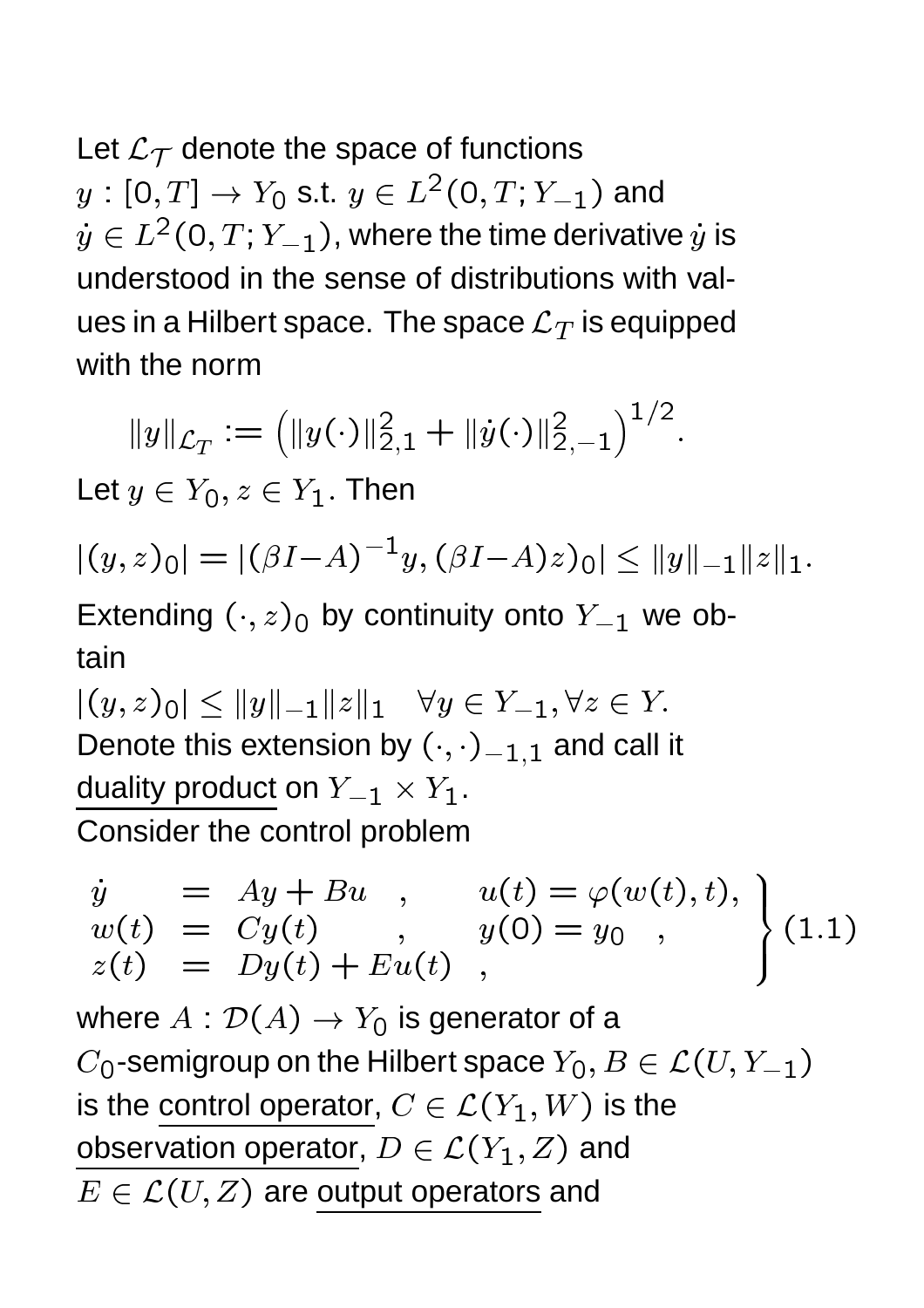Let $\mathcal{L}_{\mathcal{T}}$ denote the space of functions $y : [0, T] \to Y_0$ s.t. $y \in L^2(0, T; Y_{-1})$ and $\dot{y} \in L^2(0, T; Y_{-1})$, where the time derivative $\dot{y}$ is understood in the sense of distributions with values in a Hilbert space. The space $\mathcal{L}_T$ is equipped with the norm

$$\|y\|_{\mathcal{L}_T} := \left(\|y(\cdot)\|_{2,1}^2 + \|\dot{y}(\cdot)\|_{2,-1}^2\right)^{1/2}.$$

Let $y \in Y_0, z \in Y_1$. Then

$$|(y, z)_0| = |(\beta I - A)^{-1} y, (\beta I - A) z)_0| \le \|y\|_{-1} \|z\|_1.$$

Extending $(\cdot, z)_0$ by continuity onto $Y_{-1}$ we obtain

$|(y, z)_0| \le \|y\|_{-1} \|z\|_1 \quad \forall y \in Y_{-1}, \forall z \in Y.$

Denote this extension by $(\cdot, \cdot)_{-1,1}$ and call it duality product on $Y_{-1} \times Y_1$.

Consider the control problem

$$\left.\begin{array}{lcll} \dot{y} & = & Ay + Bu \quad , & u(t) = \varphi(w(t), t), \\ w(t) & = & Cy(t) \quad , & y(0) = y_0 \quad , \\ z(t) & = & Dy(t) + Eu(t) \quad , & \end{array}\right\} (1.1)$$

where $A : \mathcal{D}(A) \to Y_0$ is generator of a $C_0$-semigroup on the Hilbert space $Y_0$, $B \in \mathcal{L}(U, Y_{-1})$ is the control operator, $C \in \mathcal{L}(Y_1, W)$ is the observation operator, $D \in \mathcal{L}(Y_1, Z)$ and $E \in \mathcal{L}(U, Z)$ are output operators and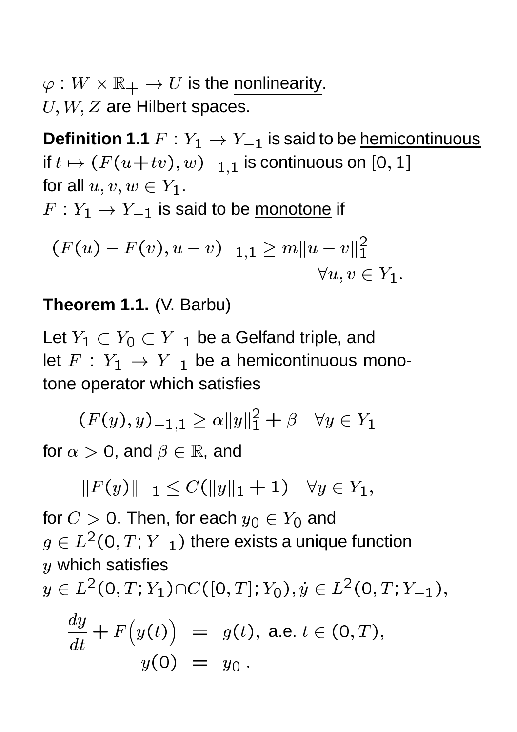$\varphi : W \times \mathbb{R}_+ \to U$ is the nonlinearity.
$U, W, Z$ are Hilbert spaces.

**Definition 1.1** $F : Y_1 \to Y_{-1}$ is said to be hemicontinuous if $t \mapsto (F(u+tv), w)_{-1,1}$ is continuous on $[0,1]$ for all $u, v, w \in Y_1$.
$F : Y_1 \to Y_{-1}$ is said to be monotone if

$$(F(u) - F(v), u - v)_{-1,1} \geq m\|u - v\|_1^2 \quad \forall u, v \in Y_1.$$

**Theorem 1.1.** (V. Barbu)

Let $Y_1 \subset Y_0 \subset Y_{-1}$ be a Gelfand triple, and let $F : Y_1 \to Y_{-1}$ be a hemicontinuous monotone operator which satisfies

$$(F(y), y)_{-1,1} \geq \alpha\|y\|_1^2 + \beta \quad \forall y \in Y_1$$

for $\alpha > 0$, and $\beta \in \mathbb{R}$, and

$$\|F(y)\|_{-1} \leq C(\|y\|_1 + 1) \quad \forall y \in Y_1,$$

for $C > 0$. Then, for each $y_0 \in Y_0$ and $g \in L^2(0,T; Y_{-1})$ there exists a unique function $y$ which satisfies $y \in L^2(0,T; Y_1) \cap C([0,T]; Y_0), \dot{y} \in L^2(0,T; Y_{-1})$,

$$\begin{aligned} \frac{dy}{dt} + F\big(y(t)\big) &= g(t), \text{ a.e. } t \in (0,T), \\ y(0) &= y_0 \,. \end{aligned}$$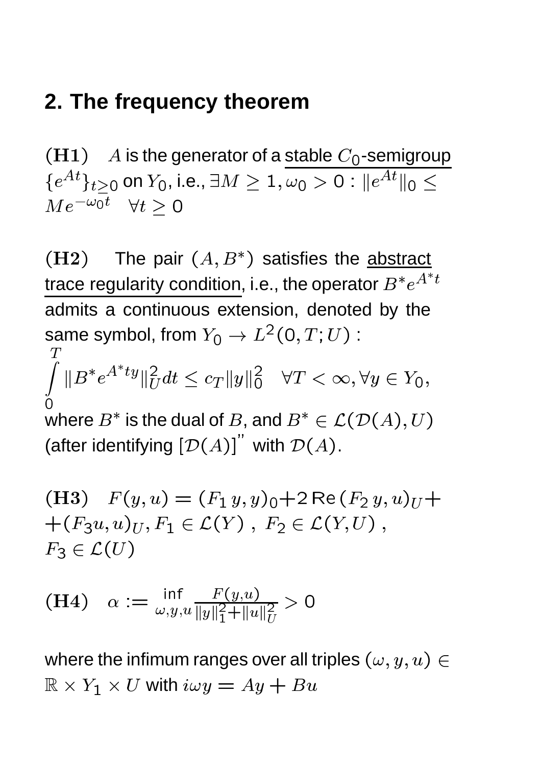## 2. The frequency theorem

$(\mathbf{H1})$ $A$ is the generator of a <u>stable $C_0$-semigroup</u> $\{e^{At}\}_{t\geq 0}$ on $Y_0$, i.e., $\exists M \geq 1, \omega_0 > 0 : \|e^{At}\|_0 \leq Me^{-\omega_0 t} \quad \forall t \geq 0$

$(\mathbf{H2})$ The pair $(A, B^*)$ satisfies the <u>abstract trace regularity condition</u>, i.e., the operator $B^*e^{A^*t}$ admits a continuous extension, denoted by the same symbol, from $Y_0 \to L^2(0, T; U)$ :

$$\int_0^T \|B^*e^{A^*t}y\|_U^2 dt \leq c_T \|y\|_0^2 \quad \forall T < \infty, \forall y \in Y_0,$$

where $B^*$ is the dual of $B$, and $B^* \in \mathcal{L}(\mathcal{D}(A), U)$ (after identifying $[\mathcal{D}(A)]''$ with $\mathcal{D}(A)$.

$(\mathbf{H3})$ $F(y, u) = (F_1\, y, y)_0 + 2\,\mathrm{Re}\,(F_2\, y, u)_U + (F_3 u, u)_U, F_1 \in \mathcal{L}(Y)\ ,\ F_2 \in \mathcal{L}(Y, U)\ ,$ $F_3 \in \mathcal{L}(U)$

$(\mathbf{H4})$ $\alpha := \inf\limits_{\omega, y, u} \frac{F(y,u)}{\|y\|_1^2 + \|u\|_U^2} > 0$

where the infimum ranges over all triples $(\omega, y, u) \in \mathbb{R} \times Y_1 \times U$ with $i\omega y = Ay + Bu$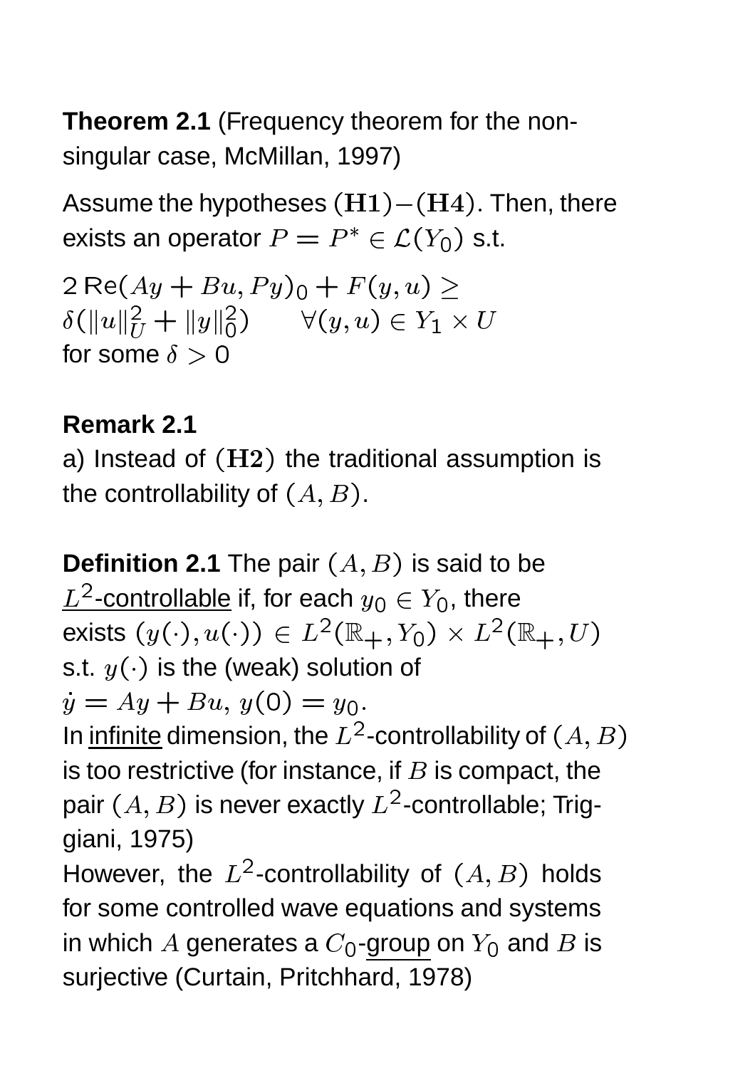**Theorem 2.1** (Frequency theorem for the non-singular case, McMillan, 1997)

Assume the hypotheses $(\mathbf{H1})-(\mathbf{H4})$. Then, there exists an operator $P = P^* \in \mathcal{L}(Y_0)$ s.t.

$2\,\mathrm{Re}(Ay + Bu, Py)_0 + F(y,u) \geq$
$\delta(\|u\|_U^2 + \|y\|_0^2) \qquad \forall (y,u) \in Y_1 \times U$
for some $\delta > 0$

**Remark 2.1**
a) Instead of $(\mathbf{H2})$ the traditional assumption is the controllability of $(A, B)$.

**Definition 2.1** The pair $(A, B)$ is said to be <u>$L^2$-controllable</u> if, for each $y_0 \in Y_0$, there exists $(y(\cdot), u(\cdot)) \in L^2(\mathbb{R}_+, Y_0) \times L^2(\mathbb{R}_+, U)$ s.t. $y(\cdot)$ is the (weak) solution of
$\dot{y} = Ay + Bu$, $y(0) = y_0$.
In <u>infinite</u> dimension, the $L^2$-controllability of $(A, B)$ is too restrictive (for instance, if $B$ is compact, the pair $(A, B)$ is never exactly $L^2$-controllable; Triggiani, 1975)
However, the $L^2$-controllability of $(A, B)$ holds for some controlled wave equations and systems in which $A$ generates a $C_0$-<u>group</u> on $Y_0$ and $B$ is surjective (Curtain, Pritchhard, 1978)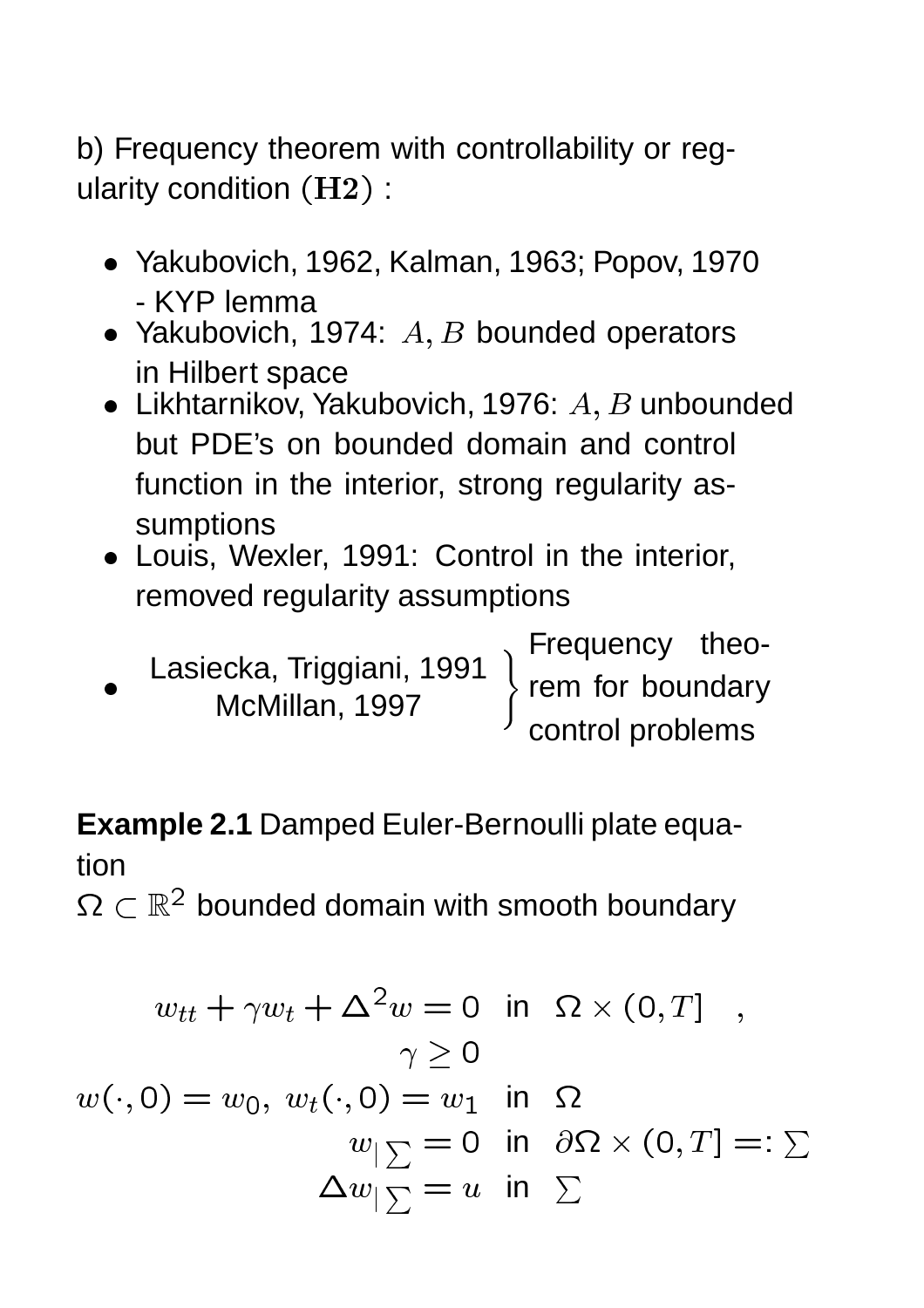b) Frequency theorem with controllability or regularity condition $(\mathbf{H2})$ :

- Yakubovich, 1962, Kalman, 1963; Popov, 1970 - KYP lemma
- Yakubovich, 1974: $A, B$ bounded operators in Hilbert space
- Likhtarnikov, Yakubovich, 1976: $A, B$ unbounded but PDE's on bounded domain and control function in the interior, strong regularity assumptions
- Louis, Wexler, 1991: Control in the interior, removed regularity assumptions
- Lasiecka, Triggiani, 1991; McMillan, 1997 } Frequency theorem for boundary control problems

**Example 2.1** Damped Euler-Bernoulli plate equation

$\Omega \subset \mathbb{R}^2$ bounded domain with smooth boundary

$$
\begin{aligned}
w_{tt} + \gamma w_t + \Delta^2 w = 0 \quad &\text{in} \quad \Omega \times (0, T] \quad , \\
\gamma \geq 0 \quad & \\
w(\cdot, 0) = w_0, \; w_t(\cdot, 0) = w_1 \quad &\text{in} \quad \Omega \\
w_{|\sum} = 0 \quad &\text{in} \quad \partial\Omega \times (0, T] =: \textstyle\sum \\
\Delta w_{|\sum} = u \quad &\text{in} \quad \textstyle\sum
\end{aligned}
$$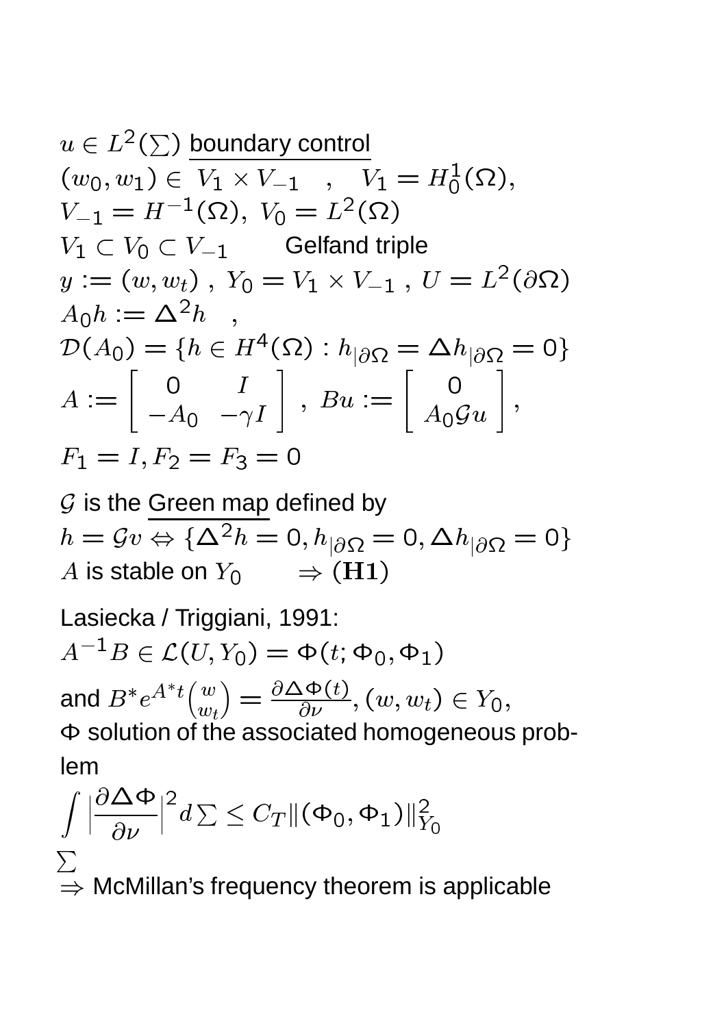$u \in L^2(\sum)$ boundary control

$(w_0, w_1) \in V_1 \times V_{-1}$ , $V_1 = H_0^1(\Omega)$,

$V_{-1} = H^{-1}(\Omega)$, $V_0 = L^2(\Omega)$

$V_1 \subset V_0 \subset V_{-1}$ Gelfand triple

$y := (w, w_t)$ , $Y_0 = V_1 \times V_{-1}$ , $U = L^2(\partial\Omega)$

$A_0 h := \Delta^2 h$ ,

$\mathcal{D}(A_0) = \{h \in H^4(\Omega) : h_{|\partial\Omega} = \Delta h_{|\partial\Omega} = 0\}$

$$A := \begin{bmatrix} 0 & I \\ -A_0 & -\gamma I \end{bmatrix}, \; Bu := \begin{bmatrix} 0 \\ A_0 \mathcal{G} u \end{bmatrix},$$

$F_1 = I, F_2 = F_3 = 0$

$\mathcal{G}$ is the Green map defined by

$h = \mathcal{G}v \Leftrightarrow \{\Delta^2 h = 0, h_{|\partial\Omega} = 0, \Delta h_{|\partial\Omega} = 0\}$

$A$ is stable on $Y_0$ $\Rightarrow$ $\mathbf{(H1)}$

Lasiecka / Triggiani, 1991:

$A^{-1}B \in \mathcal{L}(U, Y_0) = \Phi(t; \Phi_0, \Phi_1)$

and $B^* e^{A^* t}\binom{w}{w_t} = \frac{\partial \Delta \Phi(t)}{\partial \nu}, (w, w_t) \in Y_0$,

$\Phi$ solution of the associated homogeneous problem

$$\int_{\sum} \Big|\frac{\partial \Delta \Phi}{\partial \nu}\Big|^2 d\sum \leq C_T \|(\Phi_0, \Phi_1)\|_{Y_0}^2$$

$\Rightarrow$ McMillan's frequency theorem is applicable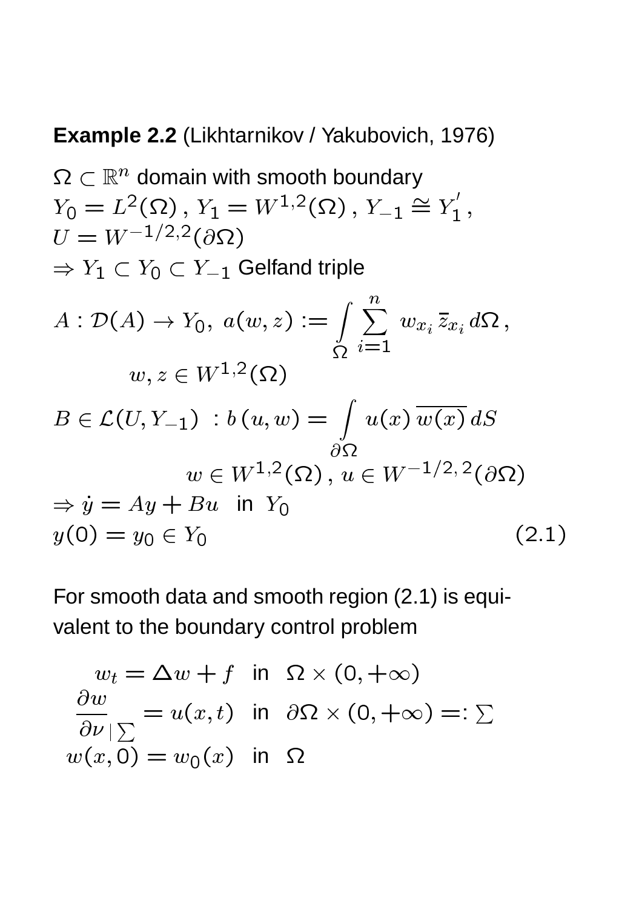**Example 2.2** (Likhtarnikov / Yakubovich, 1976)

$\Omega \subset \mathbb{R}^n$ domain with smooth boundary
$Y_0 = L^2(\Omega)$ , $Y_1 = W^{1,2}(\Omega)$ , $Y_{-1} \cong Y_1'$ ,
$U = W^{-1/2,2}(\partial\Omega)$
$\Rightarrow Y_1 \subset Y_0 \subset Y_{-1}$ Gelfand triple

$$A : \mathcal{D}(A) \to Y_0,\ a(w,z) := \int\limits_{\Omega} \sum_{i=1}^{n} w_{x_i}\, \bar{z}_{x_i}\, d\Omega\,,$$
$$w, z \in W^{1,2}(\Omega)$$

$$B \in \mathcal{L}(U, Y_{-1}) \ : b\,(u,w) = \int\limits_{\partial\Omega} u(x)\, \overline{w(x)}\, dS$$
$$w \in W^{1,2}(\Omega)\,,\, u \in W^{-1/2,\,2}(\partial\Omega)$$

$$\Rightarrow \dot{y} = Ay + Bu \quad \text{in } Y_0$$
$$y(0) = y_0 \in Y_0 \tag{2.1}$$

For smooth data and smooth region (2.1) is equivalent to the boundary control problem

$$
\begin{aligned}
w_t = \Delta w + f \quad & \text{in} \quad \Omega \times (0, +\infty) \\
\frac{\partial w}{\partial \nu}_{|\sum} = u(x,t) \quad & \text{in} \quad \partial\Omega \times (0, +\infty) =: \textstyle\sum \\
w(x, 0) = w_0(x) \quad & \text{in} \quad \Omega
\end{aligned}
$$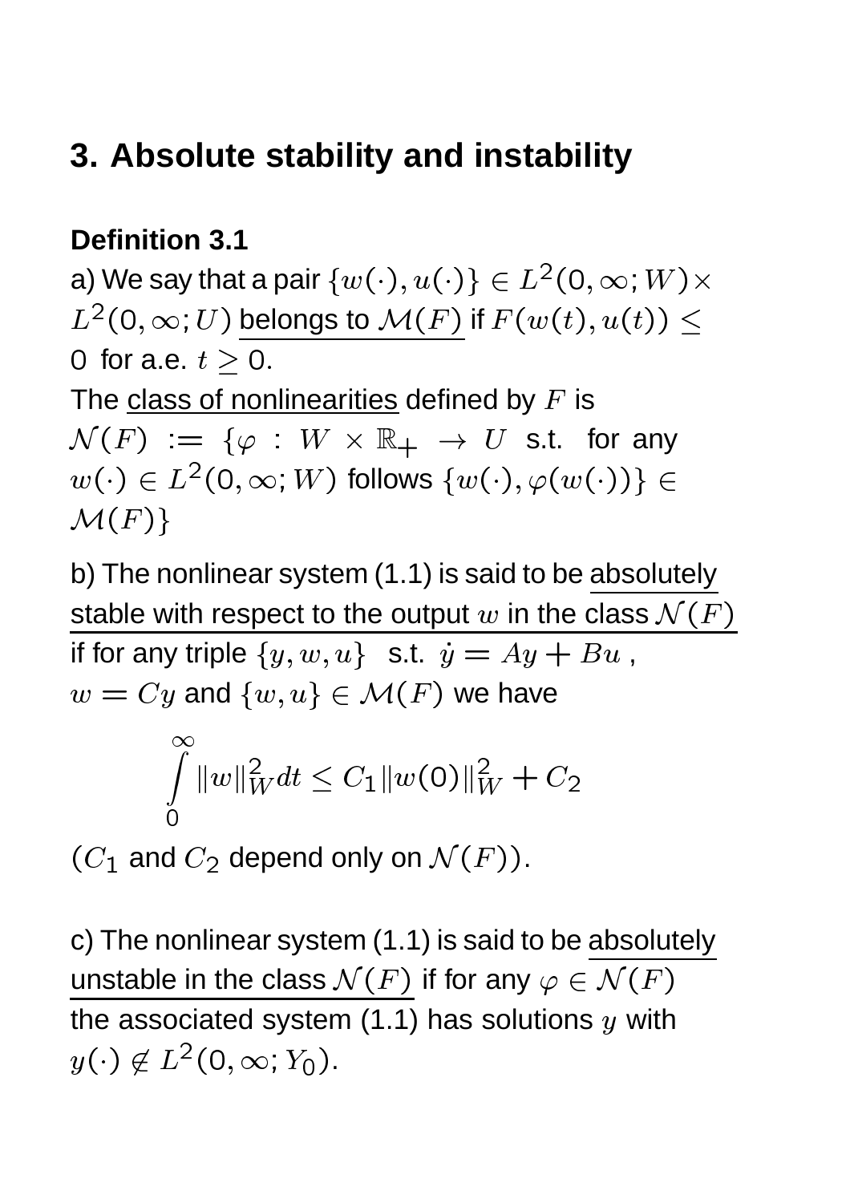## 3. Absolute stability and instability

**Definition 3.1**

a) We say that a pair $\{w(\cdot), u(\cdot)\} \in L^2(0,\infty; W) \times L^2(0,\infty; U)$ belongs to $\mathcal{M}(F)$ if $F(w(t), u(t)) \leq 0$ for a.e. $t \geq 0$.

The class of nonlinearities defined by $F$ is $\mathcal{N}(F) := \{\varphi : W \times \mathbb{R}_+ \to U$ s.t. for any $w(\cdot) \in L^2(0,\infty; W)$ follows $\{w(\cdot), \varphi(w(\cdot))\} \in \mathcal{M}(F)\}$

b) The nonlinear system (1.1) is said to be absolutely stable with respect to the output $w$ in the class $\mathcal{N}(F)$ if for any triple $\{y, w, u\}$ s.t. $\dot{y} = Ay + Bu$, $w = Cy$ and $\{w, u\} \in \mathcal{M}(F)$ we have

$$\int_0^\infty \|w\|_W^2 dt \leq C_1 \|w(0)\|_W^2 + C_2$$

($C_1$ and $C_2$ depend only on $\mathcal{N}(F)$).

c) The nonlinear system (1.1) is said to be absolutely unstable in the class $\mathcal{N}(F)$ if for any $\varphi \in \mathcal{N}(F)$ the associated system (1.1) has solutions $y$ with $y(\cdot) \notin L^2(0,\infty; Y_0)$.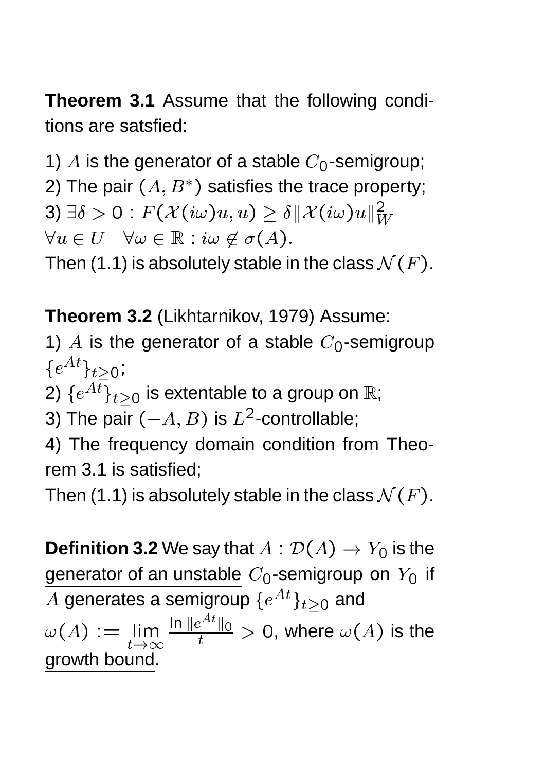**Theorem 3.1** Assume that the following conditions are satsfied:

1) $A$ is the generator of a stable $C_0$-semigroup;
2) The pair $(A, B^*)$ satisfies the trace property;
3) $\exists \delta > 0$ : $F(\mathcal{X}(i\omega)u, u) \geq \delta \|\mathcal{X}(i\omega)u\|_W^2$ $\forall u \in U \quad \forall \omega \in \mathbb{R} : i\omega \notin \sigma(A)$.
Then (1.1) is absolutely stable in the class $\mathcal{N}(F)$.

**Theorem 3.2** (Likhtarnikov, 1979) Assume:
1) $A$ is the generator of a stable $C_0$-semigroup $\{e^{At}\}_{t \geq 0}$;
2) $\{e^{At}\}_{t \geq 0}$ is extentable to a group on $\mathbb{R}$;
3) The pair $(-A, B)$ is $L^2$-controllable;
4) The frequency domain condition from Theorem 3.1 is satisfied;
Then (1.1) is absolutely stable in the class $\mathcal{N}(F)$.

**Definition 3.2** We say that $A : \mathcal{D}(A) \to Y_0$ is the <u>generator of an unstable</u> $C_0$-semigroup on $Y_0$ if $A$ generates a semigroup $\{e^{At}\}_{t \geq 0}$ and $\omega(A) := \lim_{t \to \infty} \frac{\ln \|e^{At}\|_0}{t} > 0$, where $\omega(A)$ is the <u>growth bound</u>.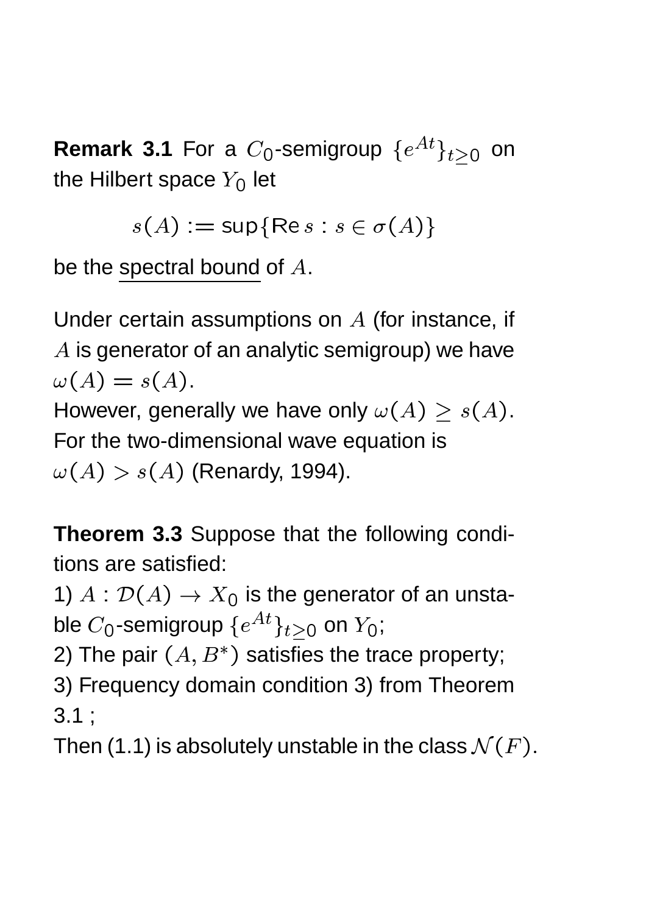**Remark 3.1** For a $C_0$-semigroup $\{e^{At}\}_{t \geq 0}$ on the Hilbert space $Y_0$ let

$$s(A) := \sup\{\text{Re}\, s : s \in \sigma(A)\}$$

be the <u>spectral bound</u> of $A$.

Under certain assumptions on $A$ (for instance, if $A$ is generator of an analytic semigroup) we have $\omega(A) = s(A)$.
However, generally we have only $\omega(A) \geq s(A)$.
For the two-dimensional wave equation is $\omega(A) > s(A)$ (Renardy, 1994).

**Theorem 3.3** Suppose that the following conditions are satisfied:

1) $A : \mathcal{D}(A) \to X_0$ is the generator of an unstable $C_0$-semigroup $\{e^{At}\}_{t \geq 0}$ on $Y_0$;
2) The pair $(A, B^*)$ satisfies the trace property;
3) Frequency domain condition 3) from Theorem 3.1 ;
Then (1.1) is absolutely unstable in the class $\mathcal{N}(F)$.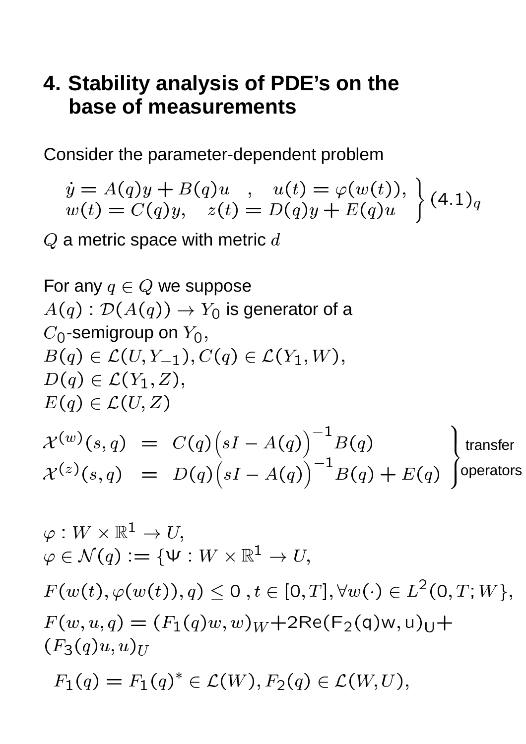## 4. Stability analysis of PDE's on the base of measurements

Consider the parameter-dependent problem

$$\left.\begin{array}{l} \dot{y} = A(q)y + B(q)u \quad , \quad u(t) = \varphi(w(t)), \\ w(t) = C(q)y, \quad z(t) = D(q)y + E(q)u \end{array}\right\} (4.1)_q$$

$Q$ a metric space with metric $d$

For any $q \in Q$ we suppose
$A(q) : \mathcal{D}(A(q)) \to Y_0$ is generator of a $C_0$-semigroup on $Y_0$,
$B(q) \in \mathcal{L}(U, Y_{-1}), C(q) \in \mathcal{L}(Y_1, W)$,
$D(q) \in \mathcal{L}(Y_1, Z)$,
$E(q) \in \mathcal{L}(U, Z)$

$$\left.\begin{array}{lll} \mathcal{X}^{(w)}(s,q) & = & C(q)\Big(sI - A(q)\Big)^{-1} B(q) \\ \mathcal{X}^{(z)}(s,q) & = & D(q)\Big(sI - A(q)\Big)^{-1} B(q) + E(q) \end{array}\right\} \text{transfer operators}$$

$\varphi : W \times \mathbb{R}^1 \to U$,
$\varphi \in \mathcal{N}(q) := \{\Psi : W \times \mathbb{R}^1 \to U$,

$F(w(t), \varphi(w(t)), q) \leq 0 \, , t \in [0, T], \forall w(\cdot) \in L^2(0, T; W)\}$,

$F(w, u, q) = (F_1(q)w, w)_W + 2\mathrm{Re}(F_2(q)w, u)_U + (F_3(q)u, u)_U$

$F_1(q) = F_1(q)^* \in \mathcal{L}(W), F_2(q) \in \mathcal{L}(W, U)$,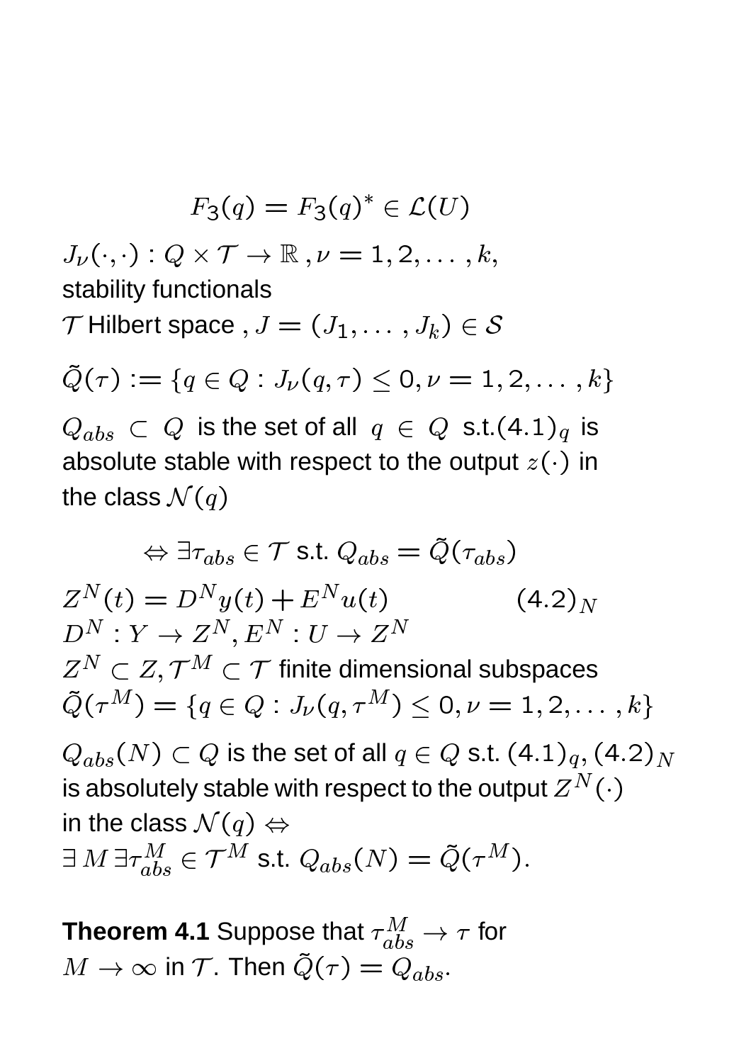$$F_3(q) = F_3(q)^* \in \mathcal{L}(U)$$

$J_\nu(\cdot,\cdot) : Q \times \mathcal{T} \to \mathbb{R}\,, \nu = 1, 2, \ldots, k,$
stability functionals
$\mathcal{T}$ Hilbert space , $J = (J_1, \ldots, J_k) \in \mathcal{S}$

$\tilde{Q}(\tau) := \{q \in Q : J_\nu(q, \tau) \leq 0, \nu = 1, 2, \ldots, k\}$

$Q_{abs} \subset Q$ is the set of all $q \in Q$ s.t.$(4.1)_q$ is absolute stable with respect to the output $z(\cdot)$ in the class $\mathcal{N}(q)$

$$\Leftrightarrow \exists \tau_{abs} \in \mathcal{T} \text{ s.t. } Q_{abs} = \tilde{Q}(\tau_{abs})$$

$Z^N(t) = D^N y(t) + E^N u(t) \qquad (4.2)_N$
$D^N : Y \to Z^N, E^N : U \to Z^N$
$Z^N \subset Z, \mathcal{T}^M \subset \mathcal{T}$ finite dimensional subspaces
$\tilde{Q}(\tau^M) = \{q \in Q : J_\nu(q, \tau^M) \leq 0, \nu = 1, 2, \ldots, k\}$

$Q_{abs}(N) \subset Q$ is the set of all $q \in Q$ s.t. $(4.1)_q, (4.2)_N$ is absolutely stable with respect to the output $Z^N(\cdot)$ in the class $\mathcal{N}(q) \Leftrightarrow$
$\exists\, M\, \exists \tau^M_{abs} \in \mathcal{T}^M$ s.t. $Q_{abs}(N) = \tilde{Q}(\tau^M)$.

**Theorem 4.1** Suppose that $\tau^M_{abs} \to \tau$ for $M \to \infty$ in $\mathcal{T}$. Then $\tilde{Q}(\tau) = Q_{abs}$.